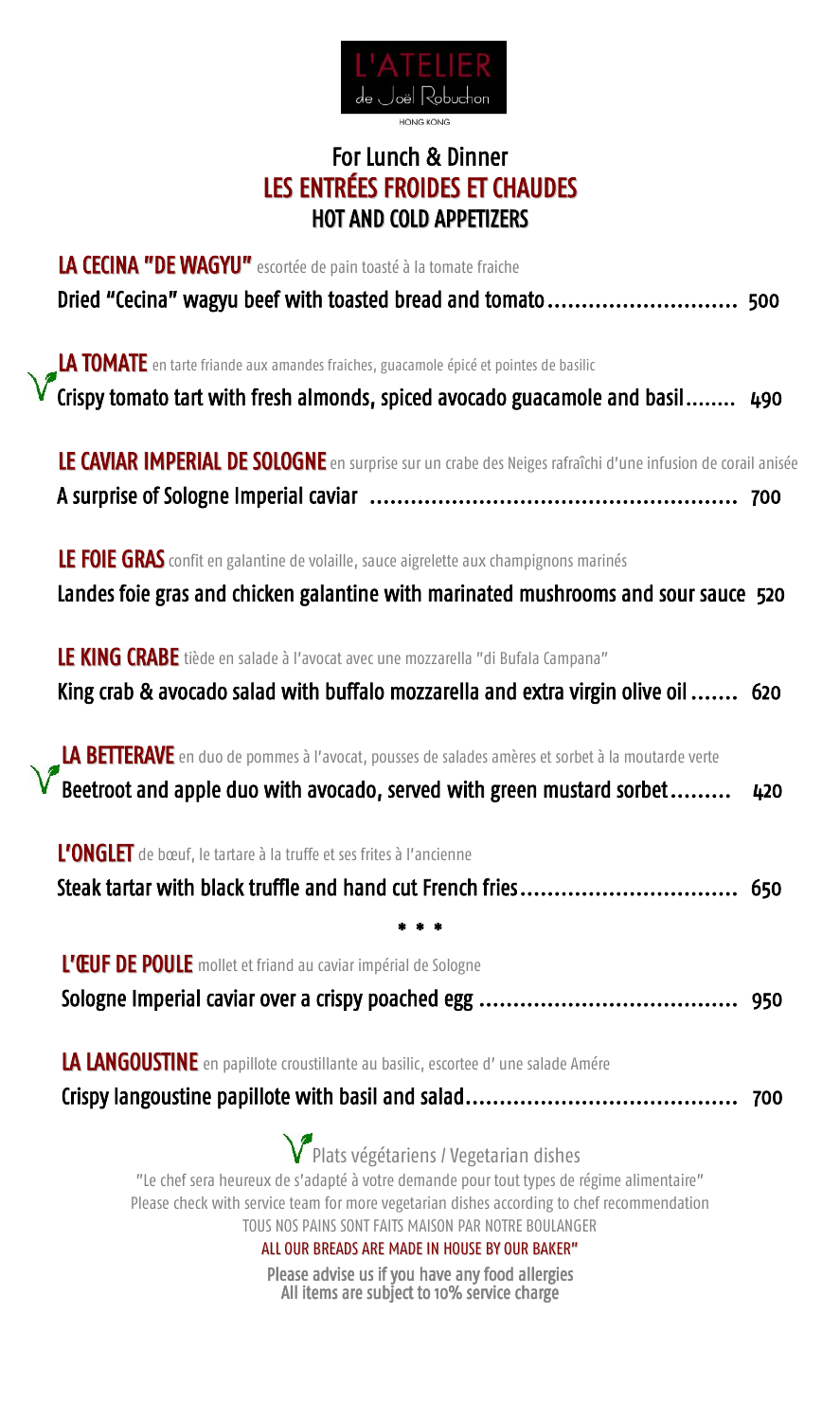L'ATELIER de Joël Robuchon

HONG KONG

## For Lunch & Dinner
## LES ENTRÉES FROIDES ET CHAUDES
## HOT AND COLD APPETIZERS

**LA CECINA "DE WAGYU"** escortée de pain toasté à la tomate fraiche
Dried "Cecina" wagyu beef with toasted bread and tomato............................ 500

**LA TOMATE** en tarte friande aux amandes fraiches, guacamole épicé et pointes de basilic
Crispy tomato tart with fresh almonds, spiced avocado guacamole and basil........ 490

**LE CAVIAR IMPERIAL DE SOLOGNE** en surprise sur un crabe des Neiges rafraîchi d'une infusion de corail anisée
A surprise of Sologne Imperial caviar ...................................................... 700

**LE FOIE GRAS** confit en galantine de volaille, sauce aigrelette aux champignons marinés
Landes foie gras and chicken galantine with marinated mushrooms and sour sauce 520

**LE KING CRABE** tiède en salade à l'avocat avec une mozzarella "di Bufala Campana"
King crab & avocado salad with buffalo mozzarella and extra virgin olive oil....... 620

**LA BETTERAVE** en duo de pommes à l'avocat, pousses de salades amères et sorbet à la moutarde verte
Beetroot and apple duo with avocado, served with green mustard sorbet......... 420

**L'ONGLET** de bœuf, le tartare à la truffe et ses frites à l'ancienne
Steak tartar with black truffle and hand cut French fries................................ 650

* * *

**L'ŒUF DE POULE** mollet et friand au caviar impérial de Sologne
Sologne Imperial caviar over a crispy poached egg ...................................... 950

**LA LANGOUSTINE** en papillote croustillante au basilic, escortee d' une salade Amére
Crispy langoustine papillote with basil and salad........................................ 700

Plats végétariens / Vegetarian dishes

"Le chef sera heureux de s'adapté à votre demande pour tout types de régime alimentaire"
Please check with service team for more vegetarian dishes according to chef recommendation
TOUS NOS PAINS SONT FAITS MAISON PAR NOTRE BOULANGER
ALL OUR BREADS ARE MADE IN HOUSE BY OUR BAKER"

Please advise us if you have any food allergies
All items are subject to 10% service charge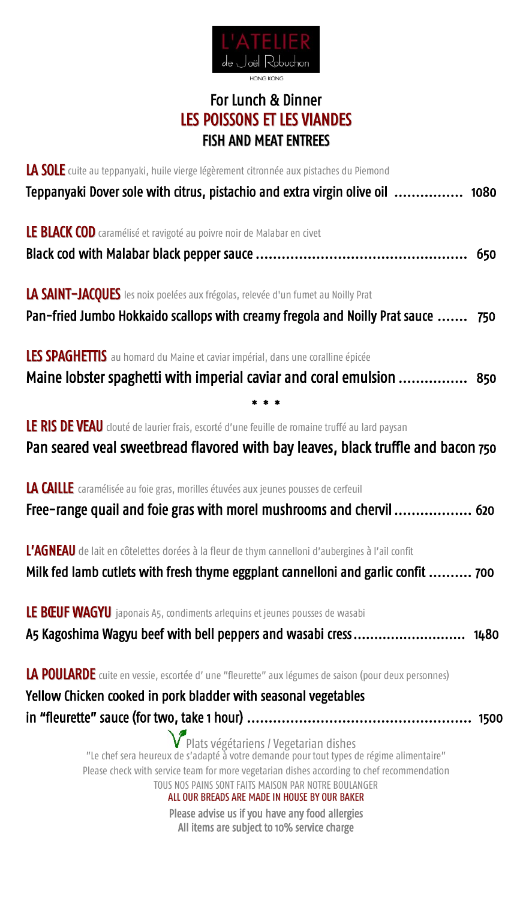L'ATELIER de Joël Robuchon
HONG KONG

## For Lunch & Dinner
# LES POISSONS ET LES VIANDES
## FISH AND MEAT ENTREES

**LA SOLE** cuite au teppanyaki, huile vierge légèrement citronnée aux pistaches du Piemond
**Teppanyaki Dover sole with citrus, pistachio and extra virgin olive oil ................ 1080**

**LE BLACK COD** caramélisé et ravigoté au poivre noir de Malabar en civet
**Black cod with Malabar black pepper sauce ................................................ 650**

**LA SAINT-JACQUES** les noix poelées aux frégolas, relevée d'un fumet au Noilly Prat
**Pan-fried Jumbo Hokkaido scallops with creamy fregola and Noilly Prat sauce ....... 750**

**LES SPAGHETTIS** au homard du Maine et caviar impérial, dans une coralline épicée
**Maine lobster spaghetti with imperial caviar and coral emulsion ................ 850**

\* \* \*

**LE RIS DE VEAU** clouté de laurier frais, escorté d'une feuille de romaine truffé au lard paysan
**Pan seared veal sweetbread flavored with bay leaves, black truffle and bacon 750**

**LA CAILLE** caramélisée au foie gras, morilles étuvées aux jeunes pousses de cerfeuil
**Free-range quail and foie gras with morel mushrooms and chervil ................. 620**

**L'AGNEAU** de lait en côtelettes dorées à la fleur de thym cannelloni d'aubergines à l'ail confit
**Milk fed lamb cutlets with fresh thyme eggplant cannelloni and garlic confit .......... 700**

**LE BŒUF WAGYU** japonais A5, condiments arlequins et jeunes pousses de wasabi
**A5 Kagoshima Wagyu beef with bell peppers and wasabi cress.......................... 1480**

**LA POULARDE** cuite en vessie, escortée d' une "fleurette" aux légumes de saison (pour deux personnes)
**Yellow Chicken cooked in pork bladder with seasonal vegetables in "fleurette" sauce (for two, take 1 hour) ................................................... 1500**

Plats végétariens / Vegetarian dishes
"Le chef sera heureux de s'adapté à votre demande pour tout types de régime alimentaire"
Please check with service team for more vegetarian dishes according to chef recommendation
TOUS NOS PAINS SONT FAITS MAISON PAR NOTRE BOULANGER
ALL OUR BREADS ARE MADE IN HOUSE BY OUR BAKER

Please advise us if you have any food allergies
All items are subject to 10% service charge